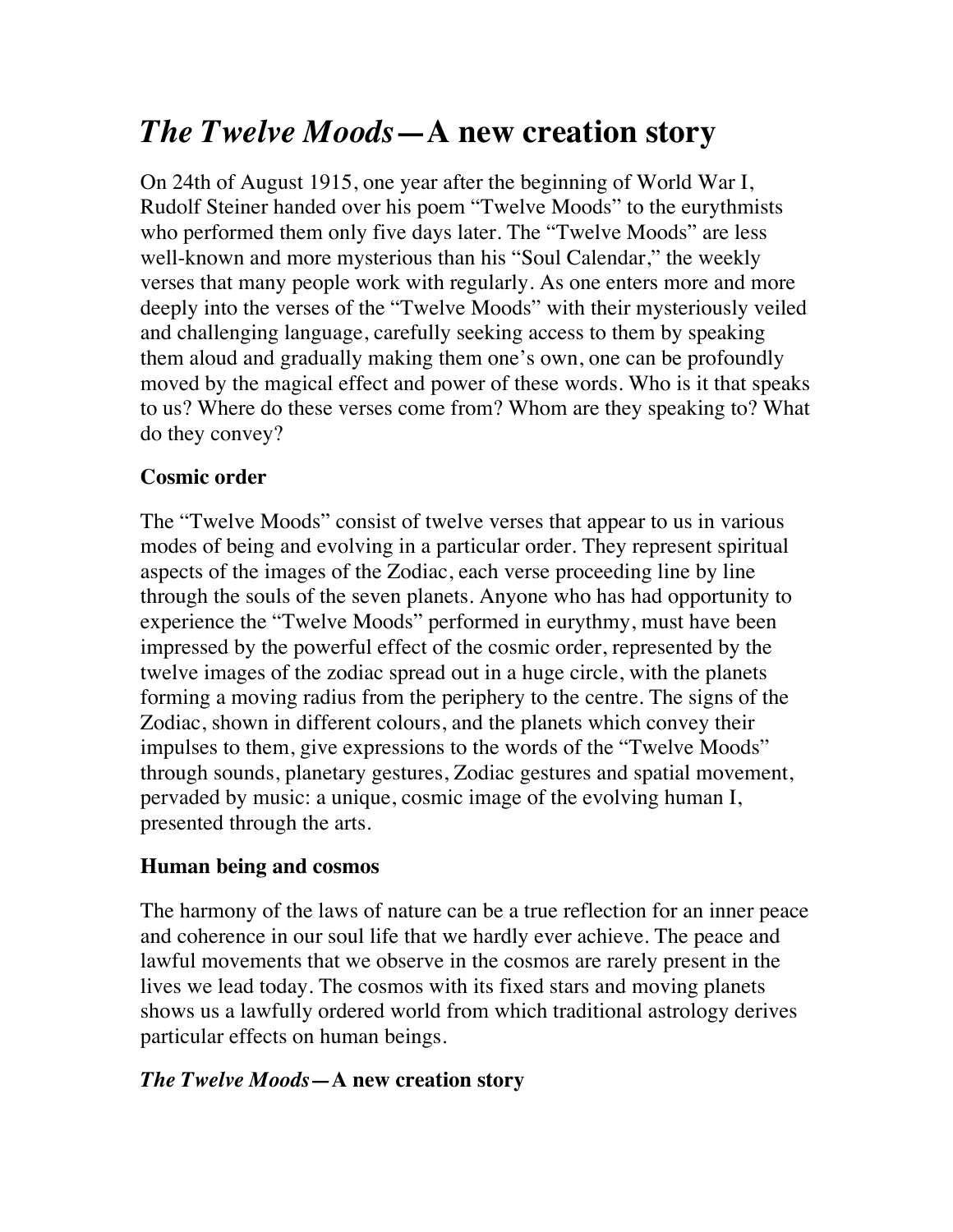# *The Twelve Moods*—A new creation story

On 24th of August 1915, one year after the beginning of World War I, Rudolf Steiner handed over his poem "Twelve Moods" to the eurythmists who performed them only five days later. The "Twelve Moods" are less well-known and more mysterious than his "Soul Calendar," the weekly verses that many people work with regularly. As one enters more and more deeply into the verses of the "Twelve Moods" with their mysteriously veiled and challenging language, carefully seeking access to them by speaking them aloud and gradually making them one's own, one can be profoundly moved by the magical effect and power of these words. Who is it that speaks to us? Where do these verses come from? Whom are they speaking to? What do they convey?

### Cosmic order

The "Twelve Moods" consist of twelve verses that appear to us in various modes of being and evolving in a particular order. They represent spiritual aspects of the images of the Zodiac, each verse proceeding line by line through the souls of the seven planets. Anyone who has had opportunity to experience the "Twelve Moods" performed in eurythmy, must have been impressed by the powerful effect of the cosmic order, represented by the twelve images of the zodiac spread out in a huge circle, with the planets forming a moving radius from the periphery to the centre. The signs of the Zodiac, shown in different colours, and the planets which convey their impulses to them, give expressions to the words of the "Twelve Moods" through sounds, planetary gestures, Zodiac gestures and spatial movement, pervaded by music: a unique, cosmic image of the evolving human I, presented through the arts.

### Human being and cosmos

The harmony of the laws of nature can be a true reflection for an inner peace and coherence in our soul life that we hardly ever achieve. The peace and lawful movements that we observe in the cosmos are rarely present in the lives we lead today. The cosmos with its fixed stars and moving planets shows us a lawfully ordered world from which traditional astrology derives particular effects on human beings.

### *The Twelve Moods*—A new creation story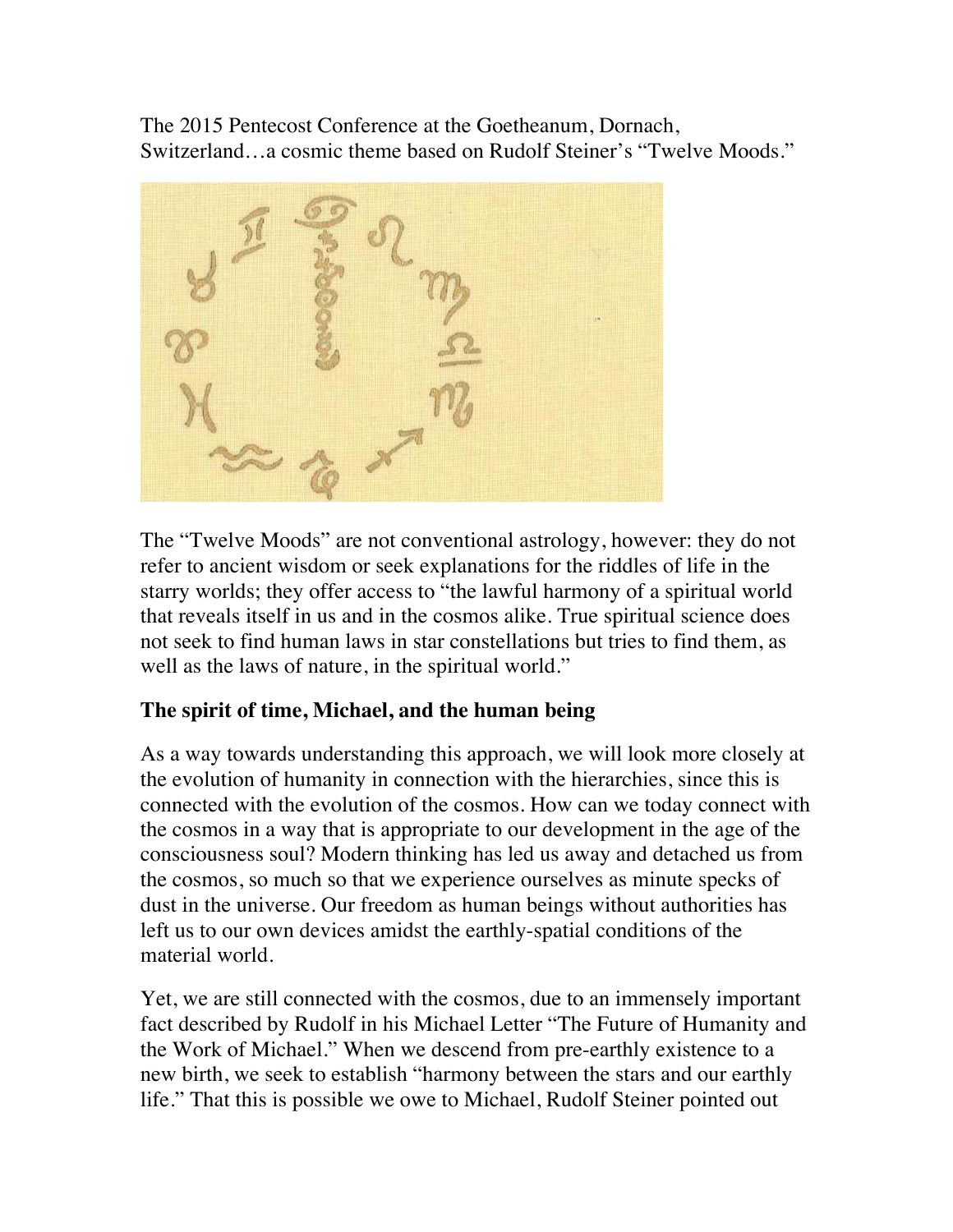The 2015 Pentecost Conference at the Goetheanum, Dornach, Switzerland…a cosmic theme based on Rudolf Steiner's "Twelve Moods."

The "Twelve Moods" are not conventional astrology, however: they do not refer to ancient wisdom or seek explanations for the riddles of life in the starry worlds; they offer access to "the lawful harmony of a spiritual world that reveals itself in us and in the cosmos alike. True spiritual science does not seek to find human laws in star constellations but tries to find them, as well as the laws of nature, in the spiritual world."

### The spirit of time, Michael, and the human being

As a way towards understanding this approach, we will look more closely at the evolution of humanity in connection with the hierarchies, since this is connected with the evolution of the cosmos. How can we today connect with the cosmos in a way that is appropriate to our development in the age of the consciousness soul? Modern thinking has led us away and detached us from the cosmos, so much so that we experience ourselves as minute specks of dust in the universe. Our freedom as human beings without authorities has left us to our own devices amidst the earthly-spatial conditions of the material world.

Yet, we are still connected with the cosmos, due to an immensely important fact described by Rudolf in his Michael Letter "The Future of Humanity and the Work of Michael." When we descend from pre-earthly existence to a new birth, we seek to establish "harmony between the stars and our earthly life." That this is possible we owe to Michael, Rudolf Steiner pointed out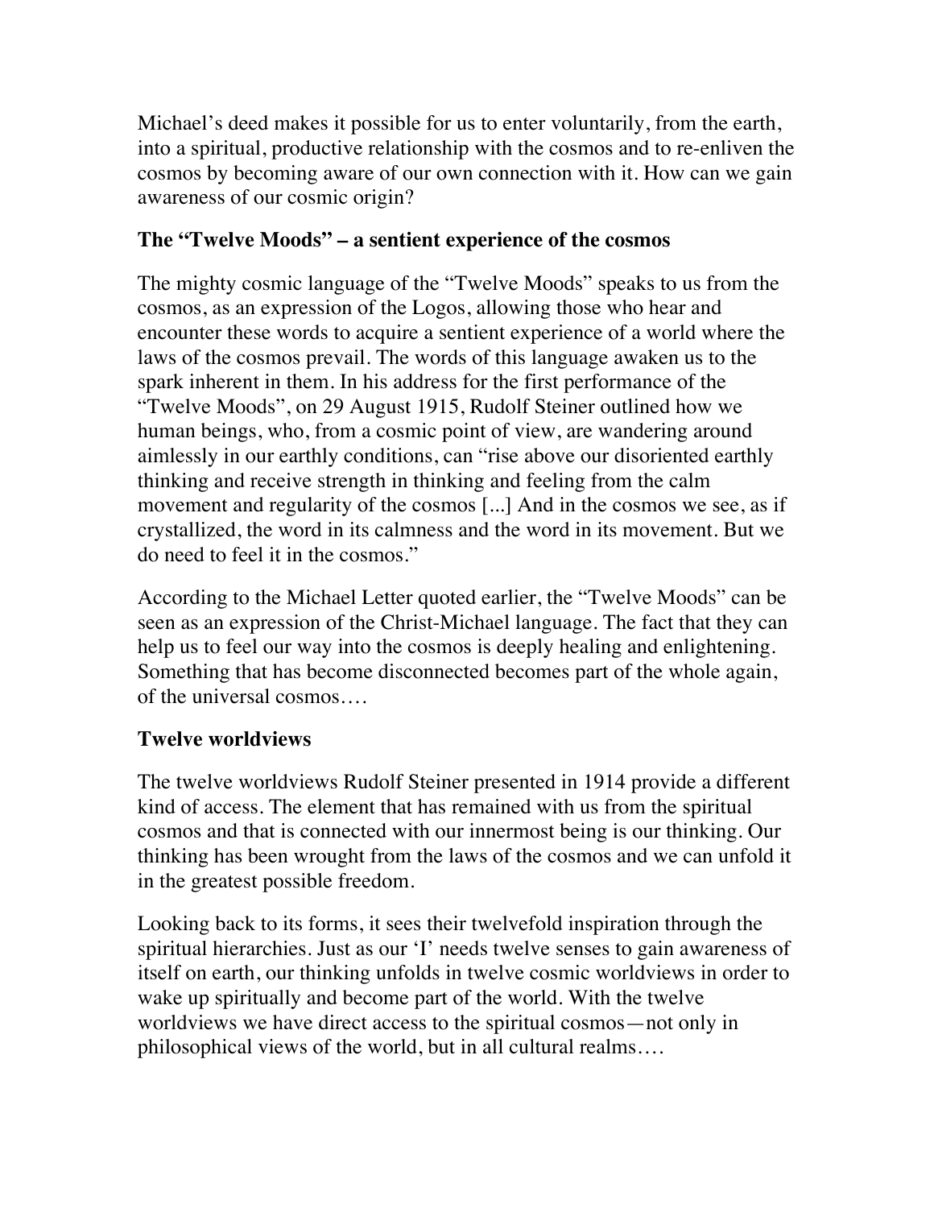Michael's deed makes it possible for us to enter voluntarily, from the earth, into a spiritual, productive relationship with the cosmos and to re-enliven the cosmos by becoming aware of our own connection with it. How can we gain awareness of our cosmic origin?

### The "Twelve Moods" – a sentient experience of the cosmos

The mighty cosmic language of the "Twelve Moods" speaks to us from the cosmos, as an expression of the Logos, allowing those who hear and encounter these words to acquire a sentient experience of a world where the laws of the cosmos prevail. The words of this language awaken us to the spark inherent in them. In his address for the first performance of the "Twelve Moods", on 29 August 1915, Rudolf Steiner outlined how we human beings, who, from a cosmic point of view, are wandering around aimlessly in our earthly conditions, can "rise above our disoriented earthly thinking and receive strength in thinking and feeling from the calm movement and regularity of the cosmos [...] And in the cosmos we see, as if crystallized, the word in its calmness and the word in its movement. But we do need to feel it in the cosmos."

According to the Michael Letter quoted earlier, the "Twelve Moods" can be seen as an expression of the Christ-Michael language. The fact that they can help us to feel our way into the cosmos is deeply healing and enlightening. Something that has become disconnected becomes part of the whole again, of the universal cosmos….

### Twelve worldviews

The twelve worldviews Rudolf Steiner presented in 1914 provide a different kind of access. The element that has remained with us from the spiritual cosmos and that is connected with our innermost being is our thinking. Our thinking has been wrought from the laws of the cosmos and we can unfold it in the greatest possible freedom.

Looking back to its forms, it sees their twelvefold inspiration through the spiritual hierarchies. Just as our 'I' needs twelve senses to gain awareness of itself on earth, our thinking unfolds in twelve cosmic worldviews in order to wake up spiritually and become part of the world. With the twelve worldviews we have direct access to the spiritual cosmos—not only in philosophical views of the world, but in all cultural realms….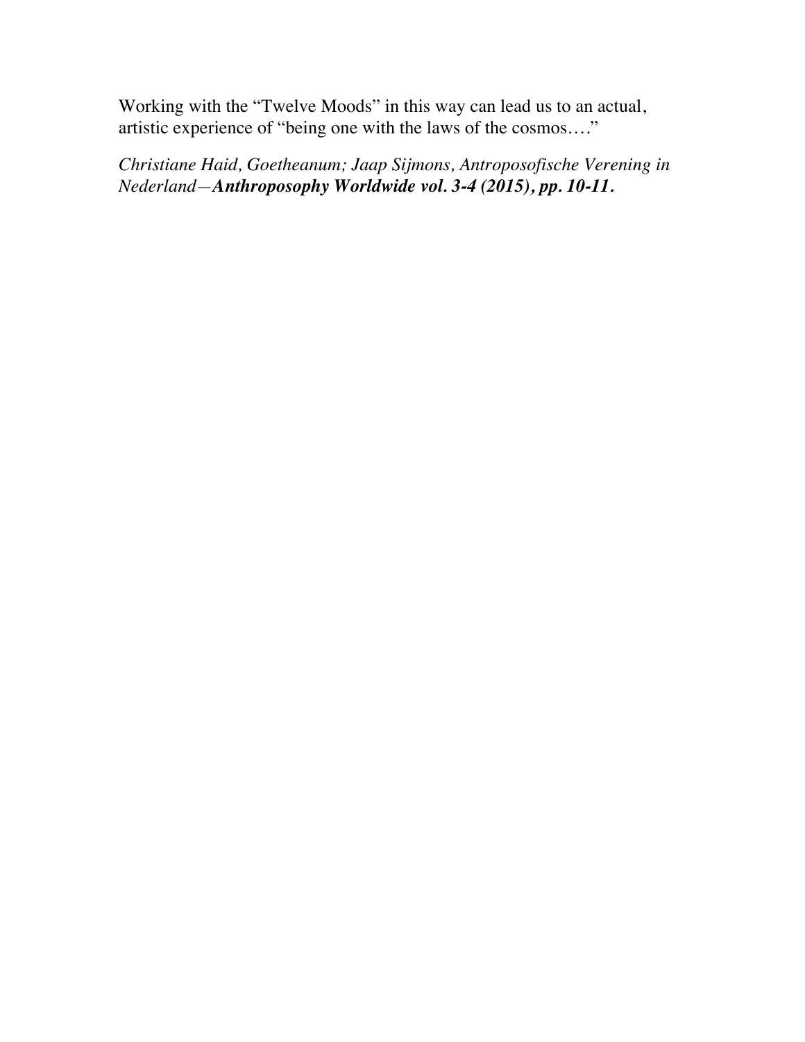Working with the "Twelve Moods" in this way can lead us to an actual, artistic experience of "being one with the laws of the cosmos…."

*Christiane Haid, Goetheanum; Jaap Sijmons, Antroposofische Verening in Nederland—**Anthroposophy Worldwide vol. 3-4 (2015), pp. 10-11.***